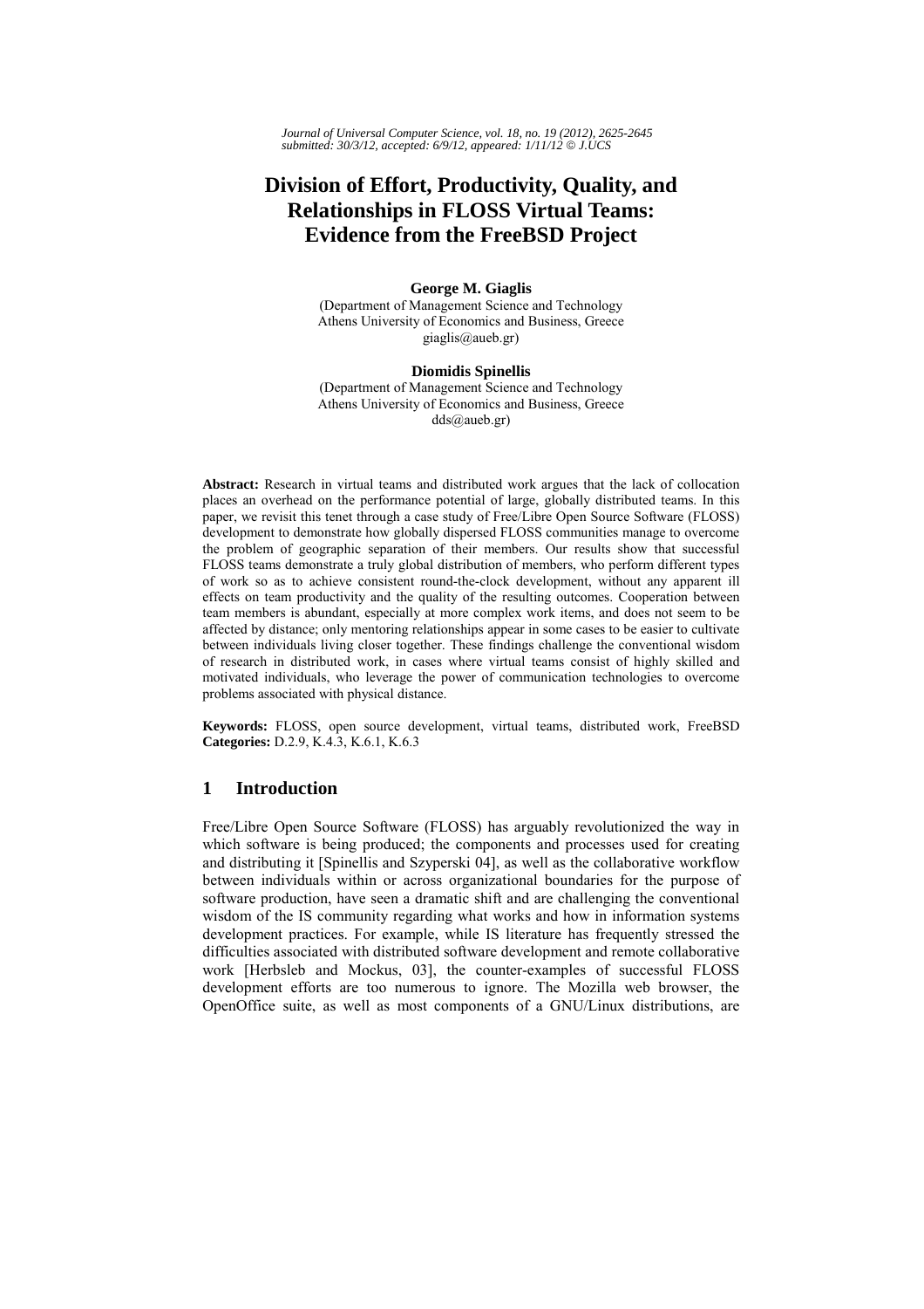# Division of Effort, Productivity, Quality, and Relationships in FLOSS Virtual Teams: Evidence from the FreeBSD Project

**George M. Giaglis**
(Department of Management Science and Technology
Athens University of Economics and Business, Greece
giaglis@aueb.gr)

**Diomidis Spinellis**
(Department of Management Science and Technology
Athens University of Economics and Business, Greece
dds@aueb.gr)

**Abstract:** Research in virtual teams and distributed work argues that the lack of collocation places an overhead on the performance potential of large, globally distributed teams. In this paper, we revisit this tenet through a case study of Free/Libre Open Source Software (FLOSS) development to demonstrate how globally dispersed FLOSS communities manage to overcome the problem of geographic separation of their members. Our results show that successful FLOSS teams demonstrate a truly global distribution of members, who perform different types of work so as to achieve consistent round-the-clock development, without any apparent ill effects on team productivity and the quality of the resulting outcomes. Cooperation between team members is abundant, especially at more complex work items, and does not seem to be affected by distance; only mentoring relationships appear in some cases to be easier to cultivate between individuals living closer together. These findings challenge the conventional wisdom of research in distributed work, in cases where virtual teams consist of highly skilled and motivated individuals, who leverage the power of communication technologies to overcome problems associated with physical distance.

**Keywords:** FLOSS, open source development, virtual teams, distributed work, FreeBSD
**Categories:** D.2.9, K.4.3, K.6.1, K.6.3

## 1 Introduction

Free/Libre Open Source Software (FLOSS) has arguably revolutionized the way in which software is being produced; the components and processes used for creating and distributing it [Spinellis and Szyperski 04], as well as the collaborative workflow between individuals within or across organizational boundaries for the purpose of software production, have seen a dramatic shift and are challenging the conventional wisdom of the IS community regarding what works and how in information systems development practices. For example, while IS literature has frequently stressed the difficulties associated with distributed software development and remote collaborative work [Herbsleb and Mockus, 03], the counter-examples of successful FLOSS development efforts are too numerous to ignore. The Mozilla web browser, the OpenOffice suite, as well as most components of a GNU/Linux distributions, are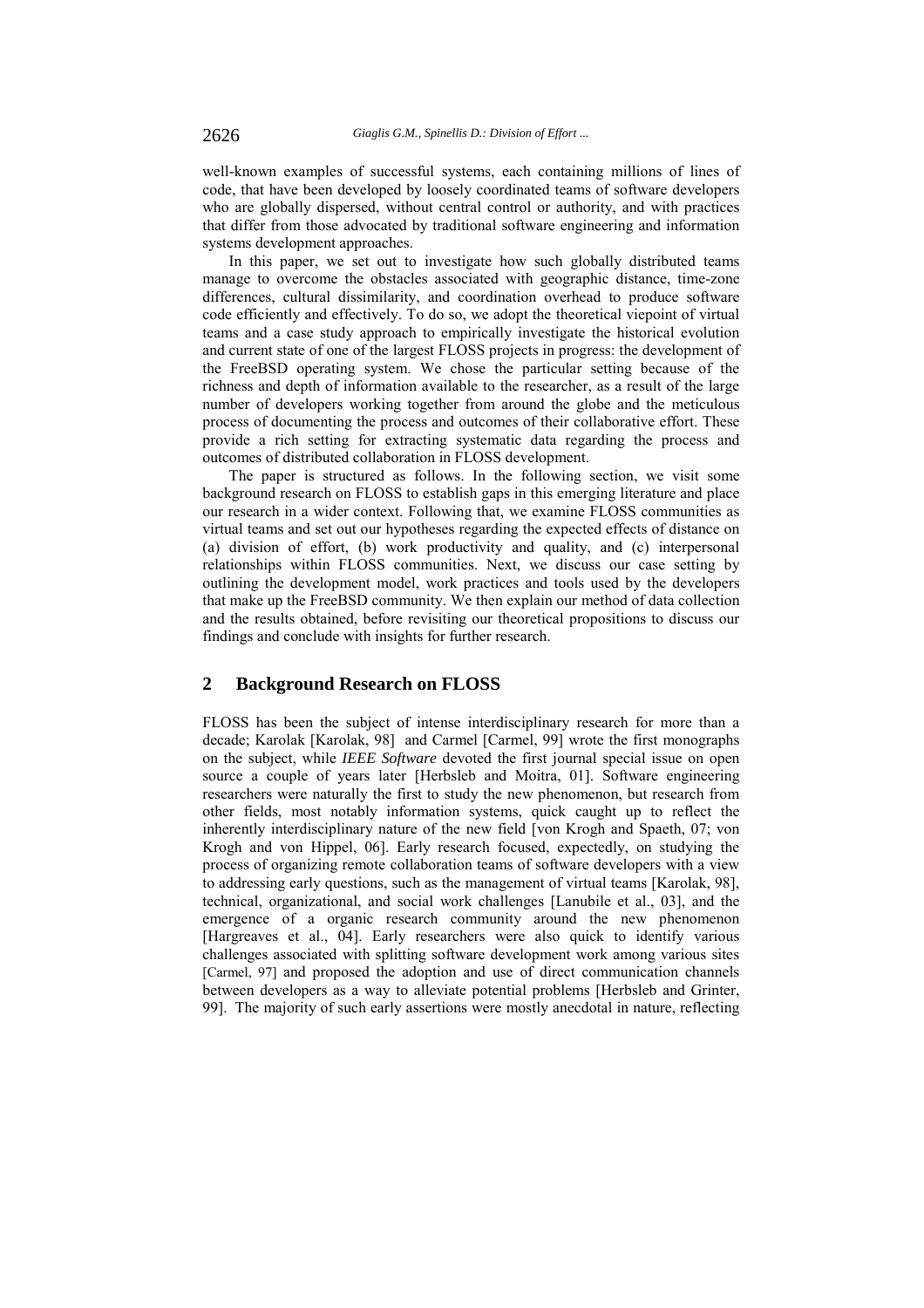well-known examples of successful systems, each containing millions of lines of code, that have been developed by loosely coordinated teams of software developers who are globally dispersed, without central control or authority, and with practices that differ from those advocated by traditional software engineering and information systems development approaches.

In this paper, we set out to investigate how such globally distributed teams manage to overcome the obstacles associated with geographic distance, time-zone differences, cultural dissimilarity, and coordination overhead to produce software code efficiently and effectively. To do so, we adopt the theoretical viepoint of virtual teams and a case study approach to empirically investigate the historical evolution and current state of one of the largest FLOSS projects in progress: the development of the FreeBSD operating system. We chose the particular setting because of the richness and depth of information available to the researcher, as a result of the large number of developers working together from around the globe and the meticulous process of documenting the process and outcomes of their collaborative effort. These provide a rich setting for extracting systematic data regarding the process and outcomes of distributed collaboration in FLOSS development.

The paper is structured as follows. In the following section, we visit some background research on FLOSS to establish gaps in this emerging literature and place our research in a wider context. Following that, we examine FLOSS communities as virtual teams and set out our hypotheses regarding the expected effects of distance on (a) division of effort, (b) work productivity and quality, and (c) interpersonal relationships within FLOSS communities. Next, we discuss our case setting by outlining the development model, work practices and tools used by the developers that make up the FreeBSD community. We then explain our method of data collection and the results obtained, before revisiting our theoretical propositions to discuss our findings and conclude with insights for further research.

## 2 Background Research on FLOSS

FLOSS has been the subject of intense interdisciplinary research for more than a decade; Karolak [Karolak, 98] and Carmel [Carmel, 99] wrote the first monographs on the subject, while *IEEE Software* devoted the first journal special issue on open source a couple of years later [Herbsleb and Moitra, 01]. Software engineering researchers were naturally the first to study the new phenomenon, but research from other fields, most notably information systems, quick caught up to reflect the inherently interdisciplinary nature of the new field [von Krogh and Spaeth, 07; von Krogh and von Hippel, 06]. Early research focused, expectedly, on studying the process of organizing remote collaboration teams of software developers with a view to addressing early questions, such as the management of virtual teams [Karolak, 98], technical, organizational, and social work challenges [Lanubile et al., 03], and the emergence of a organic research community around the new phenomenon [Hargreaves et al., 04]. Early researchers were also quick to identify various challenges associated with splitting software development work among various sites [Carmel, 97] and proposed the adoption and use of direct communication channels between developers as a way to alleviate potential problems [Herbsleb and Grinter, 99]. The majority of such early assertions were mostly anecdotal in nature, reflecting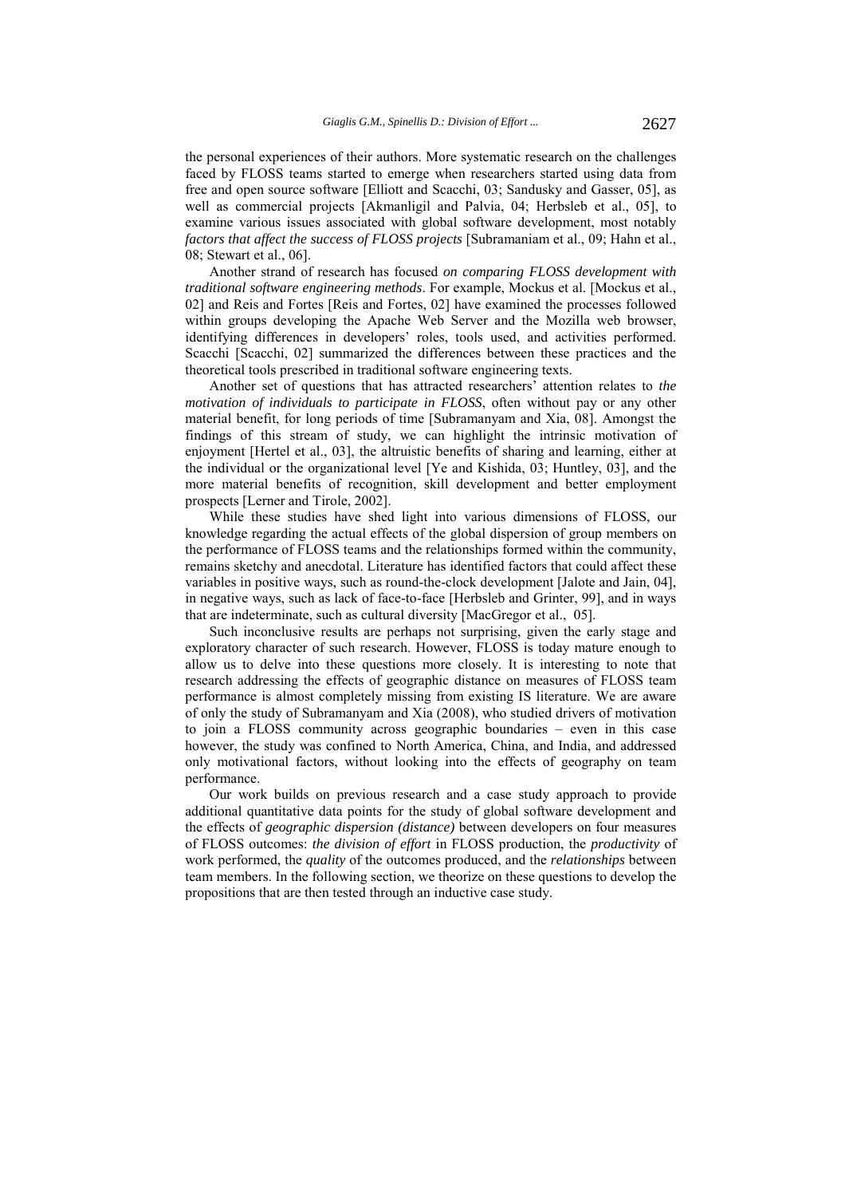the personal experiences of their authors. More systematic research on the challenges faced by FLOSS teams started to emerge when researchers started using data from free and open source software [Elliott and Scacchi, 03; Sandusky and Gasser, 05], as well as commercial projects [Akmanligil and Palvia, 04; Herbsleb et al., 05], to examine various issues associated with global software development, most notably *factors that affect the success of FLOSS projects* [Subramaniam et al., 09; Hahn et al., 08; Stewart et al., 06].

Another strand of research has focused *on comparing FLOSS development with traditional software engineering methods*. For example, Mockus et al. [Mockus et al., 02] and Reis and Fortes [Reis and Fortes, 02] have examined the processes followed within groups developing the Apache Web Server and the Mozilla web browser, identifying differences in developers' roles, tools used, and activities performed. Scacchi [Scacchi, 02] summarized the differences between these practices and the theoretical tools prescribed in traditional software engineering texts.

Another set of questions that has attracted researchers' attention relates to *the motivation of individuals to participate in FLOSS*, often without pay or any other material benefit, for long periods of time [Subramanyam and Xia, 08]. Amongst the findings of this stream of study, we can highlight the intrinsic motivation of enjoyment [Hertel et al., 03], the altruistic benefits of sharing and learning, either at the individual or the organizational level [Ye and Kishida, 03; Huntley, 03], and the more material benefits of recognition, skill development and better employment prospects [Lerner and Tirole, 2002].

While these studies have shed light into various dimensions of FLOSS, our knowledge regarding the actual effects of the global dispersion of group members on the performance of FLOSS teams and the relationships formed within the community, remains sketchy and anecdotal. Literature has identified factors that could affect these variables in positive ways, such as round-the-clock development [Jalote and Jain, 04], in negative ways, such as lack of face-to-face [Herbsleb and Grinter, 99], and in ways that are indeterminate, such as cultural diversity [MacGregor et al., 05].

Such inconclusive results are perhaps not surprising, given the early stage and exploratory character of such research. However, FLOSS is today mature enough to allow us to delve into these questions more closely. It is interesting to note that research addressing the effects of geographic distance on measures of FLOSS team performance is almost completely missing from existing IS literature. We are aware of only the study of Subramanyam and Xia (2008), who studied drivers of motivation to join a FLOSS community across geographic boundaries – even in this case however, the study was confined to North America, China, and India, and addressed only motivational factors, without looking into the effects of geography on team performance.

Our work builds on previous research and a case study approach to provide additional quantitative data points for the study of global software development and the effects of *geographic dispersion (distance)* between developers on four measures of FLOSS outcomes: *the division of effort* in FLOSS production, the *productivity* of work performed, the *quality* of the outcomes produced, and the *relationships* between team members. In the following section, we theorize on these questions to develop the propositions that are then tested through an inductive case study.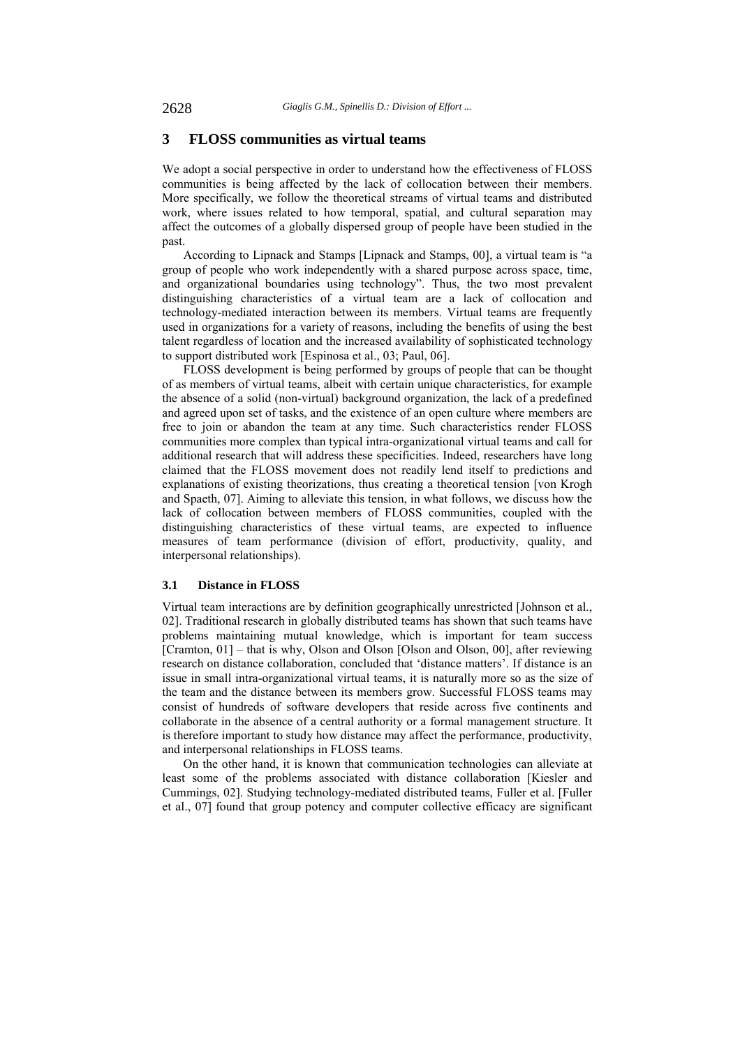## 3 FLOSS communities as virtual teams

We adopt a social perspective in order to understand how the effectiveness of FLOSS communities is being affected by the lack of collocation between their members. More specifically, we follow the theoretical streams of virtual teams and distributed work, where issues related to how temporal, spatial, and cultural separation may affect the outcomes of a globally dispersed group of people have been studied in the past.

According to Lipnack and Stamps [Lipnack and Stamps, 00], a virtual team is "a group of people who work independently with a shared purpose across space, time, and organizational boundaries using technology". Thus, the two most prevalent distinguishing characteristics of a virtual team are a lack of collocation and technology-mediated interaction between its members. Virtual teams are frequently used in organizations for a variety of reasons, including the benefits of using the best talent regardless of location and the increased availability of sophisticated technology to support distributed work [Espinosa et al., 03; Paul, 06].

FLOSS development is being performed by groups of people that can be thought of as members of virtual teams, albeit with certain unique characteristics, for example the absence of a solid (non-virtual) background organization, the lack of a predefined and agreed upon set of tasks, and the existence of an open culture where members are free to join or abandon the team at any time. Such characteristics render FLOSS communities more complex than typical intra-organizational virtual teams and call for additional research that will address these specificities. Indeed, researchers have long claimed that the FLOSS movement does not readily lend itself to predictions and explanations of existing theorizations, thus creating a theoretical tension [von Krogh and Spaeth, 07]. Aiming to alleviate this tension, in what follows, we discuss how the lack of collocation between members of FLOSS communities, coupled with the distinguishing characteristics of these virtual teams, are expected to influence measures of team performance (division of effort, productivity, quality, and interpersonal relationships).

### 3.1 Distance in FLOSS

Virtual team interactions are by definition geographically unrestricted [Johnson et al., 02]. Traditional research in globally distributed teams has shown that such teams have problems maintaining mutual knowledge, which is important for team success [Cramton, 01] – that is why, Olson and Olson [Olson and Olson, 00], after reviewing research on distance collaboration, concluded that 'distance matters'. If distance is an issue in small intra-organizational virtual teams, it is naturally more so as the size of the team and the distance between its members grow. Successful FLOSS teams may consist of hundreds of software developers that reside across five continents and collaborate in the absence of a central authority or a formal management structure. It is therefore important to study how distance may affect the performance, productivity, and interpersonal relationships in FLOSS teams.

On the other hand, it is known that communication technologies can alleviate at least some of the problems associated with distance collaboration [Kiesler and Cummings, 02]. Studying technology-mediated distributed teams, Fuller et al. [Fuller et al., 07] found that group potency and computer collective efficacy are significant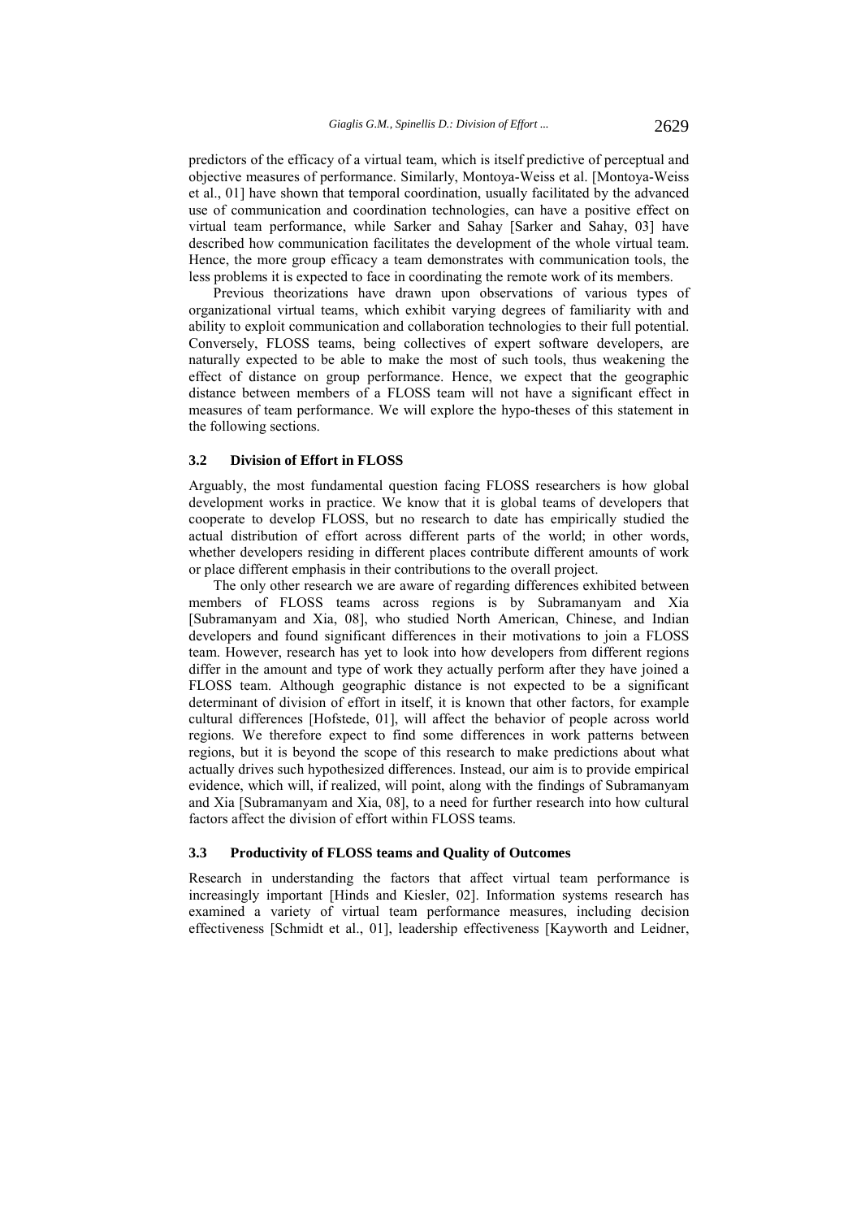predictors of the efficacy of a virtual team, which is itself predictive of perceptual and objective measures of performance. Similarly, Montoya-Weiss et al. [Montoya-Weiss et al., 01] have shown that temporal coordination, usually facilitated by the advanced use of communication and coordination technologies, can have a positive effect on virtual team performance, while Sarker and Sahay [Sarker and Sahay, 03] have described how communication facilitates the development of the whole virtual team. Hence, the more group efficacy a team demonstrates with communication tools, the less problems it is expected to face in coordinating the remote work of its members.

Previous theorizations have drawn upon observations of various types of organizational virtual teams, which exhibit varying degrees of familiarity with and ability to exploit communication and collaboration technologies to their full potential. Conversely, FLOSS teams, being collectives of expert software developers, are naturally expected to be able to make the most of such tools, thus weakening the effect of distance on group performance. Hence, we expect that the geographic distance between members of a FLOSS team will not have a significant effect in measures of team performance. We will explore the hypo-theses of this statement in the following sections.

### 3.2 Division of Effort in FLOSS

Arguably, the most fundamental question facing FLOSS researchers is how global development works in practice. We know that it is global teams of developers that cooperate to develop FLOSS, but no research to date has empirically studied the actual distribution of effort across different parts of the world; in other words, whether developers residing in different places contribute different amounts of work or place different emphasis in their contributions to the overall project.

The only other research we are aware of regarding differences exhibited between members of FLOSS teams across regions is by Subramanyam and Xia [Subramanyam and Xia, 08], who studied North American, Chinese, and Indian developers and found significant differences in their motivations to join a FLOSS team. However, research has yet to look into how developers from different regions differ in the amount and type of work they actually perform after they have joined a FLOSS team. Although geographic distance is not expected to be a significant determinant of division of effort in itself, it is known that other factors, for example cultural differences [Hofstede, 01], will affect the behavior of people across world regions. We therefore expect to find some differences in work patterns between regions, but it is beyond the scope of this research to make predictions about what actually drives such hypothesized differences. Instead, our aim is to provide empirical evidence, which will, if realized, will point, along with the findings of Subramanyam and Xia [Subramanyam and Xia, 08], to a need for further research into how cultural factors affect the division of effort within FLOSS teams.

### 3.3 Productivity of FLOSS teams and Quality of Outcomes

Research in understanding the factors that affect virtual team performance is increasingly important [Hinds and Kiesler, 02]. Information systems research has examined a variety of virtual team performance measures, including decision effectiveness [Schmidt et al., 01], leadership effectiveness [Kayworth and Leidner,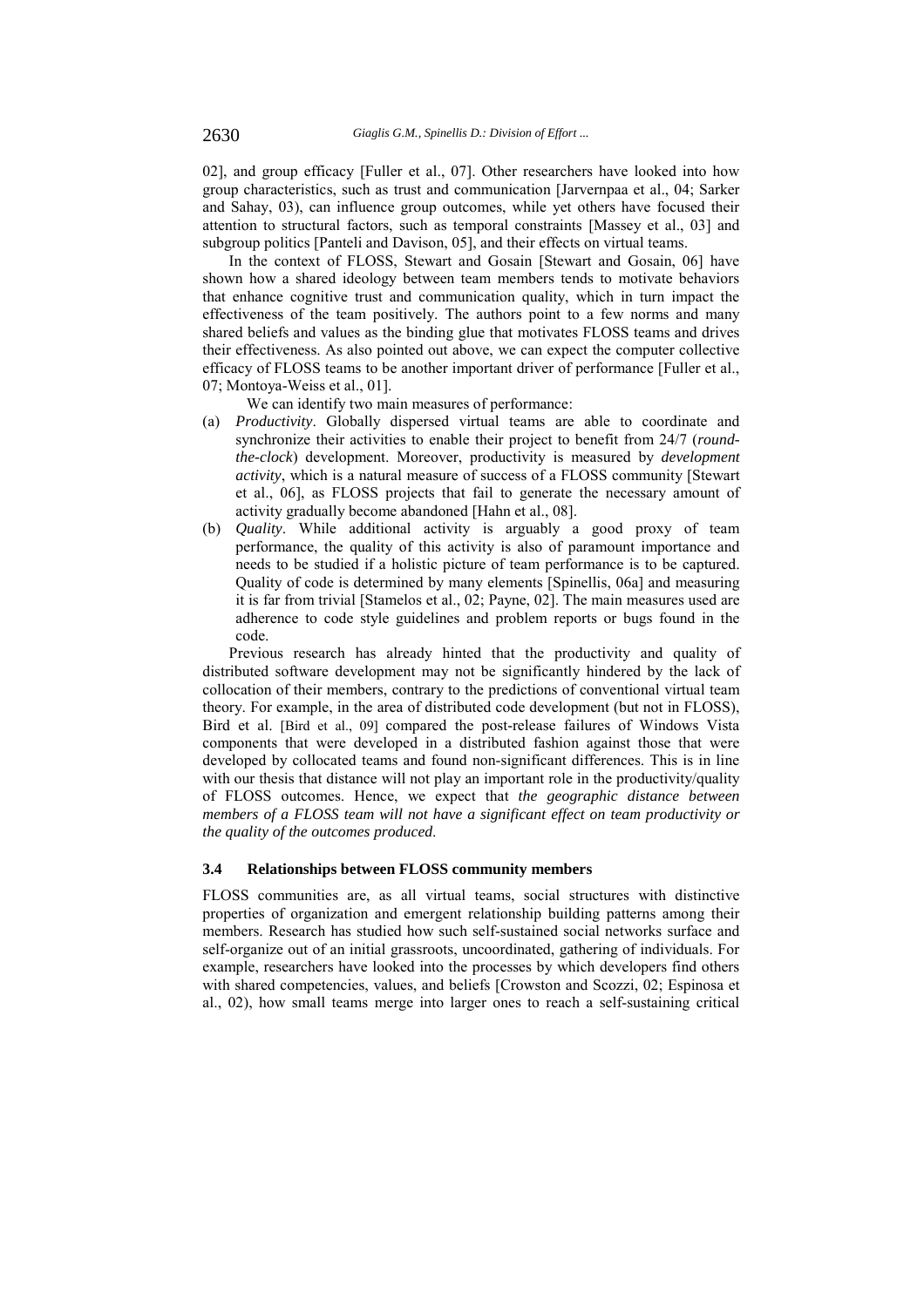02], and group efficacy [Fuller et al., 07]. Other researchers have looked into how group characteristics, such as trust and communication [Jarvernpaa et al., 04; Sarker and Sahay, 03), can influence group outcomes, while yet others have focused their attention to structural factors, such as temporal constraints [Massey et al., 03] and subgroup politics [Panteli and Davison, 05], and their effects on virtual teams.

In the context of FLOSS, Stewart and Gosain [Stewart and Gosain, 06] have shown how a shared ideology between team members tends to motivate behaviors that enhance cognitive trust and communication quality, which in turn impact the effectiveness of the team positively. The authors point to a few norms and many shared beliefs and values as the binding glue that motivates FLOSS teams and drives their effectiveness. As also pointed out above, we can expect the computer collective efficacy of FLOSS teams to be another important driver of performance [Fuller et al., 07; Montoya-Weiss et al., 01].

We can identify two main measures of performance:

(a) *Productivity*. Globally dispersed virtual teams are able to coordinate and synchronize their activities to enable their project to benefit from 24/7 (*round-the-clock*) development. Moreover, productivity is measured by *development activity*, which is a natural measure of success of a FLOSS community [Stewart et al., 06], as FLOSS projects that fail to generate the necessary amount of activity gradually become abandoned [Hahn et al., 08].

(b) *Quality*. While additional activity is arguably a good proxy of team performance, the quality of this activity is also of paramount importance and needs to be studied if a holistic picture of team performance is to be captured. Quality of code is determined by many elements [Spinellis, 06a] and measuring it is far from trivial [Stamelos et al., 02; Payne, 02]. The main measures used are adherence to code style guidelines and problem reports or bugs found in the code.

Previous research has already hinted that the productivity and quality of distributed software development may not be significantly hindered by the lack of collocation of their members, contrary to the predictions of conventional virtual team theory. For example, in the area of distributed code development (but not in FLOSS), Bird et al. [Bird et al., 09] compared the post-release failures of Windows Vista components that were developed in a distributed fashion against those that were developed by collocated teams and found non-significant differences. This is in line with our thesis that distance will not play an important role in the productivity/quality of FLOSS outcomes. Hence, we expect that *the geographic distance between members of a FLOSS team will not have a significant effect on team productivity or the quality of the outcomes produced*.

### 3.4 Relationships between FLOSS community members

FLOSS communities are, as all virtual teams, social structures with distinctive properties of organization and emergent relationship building patterns among their members. Research has studied how such self-sustained social networks surface and self-organize out of an initial grassroots, uncoordinated, gathering of individuals. For example, researchers have looked into the processes by which developers find others with shared competencies, values, and beliefs [Crowston and Scozzi, 02; Espinosa et al., 02), how small teams merge into larger ones to reach a self-sustaining critical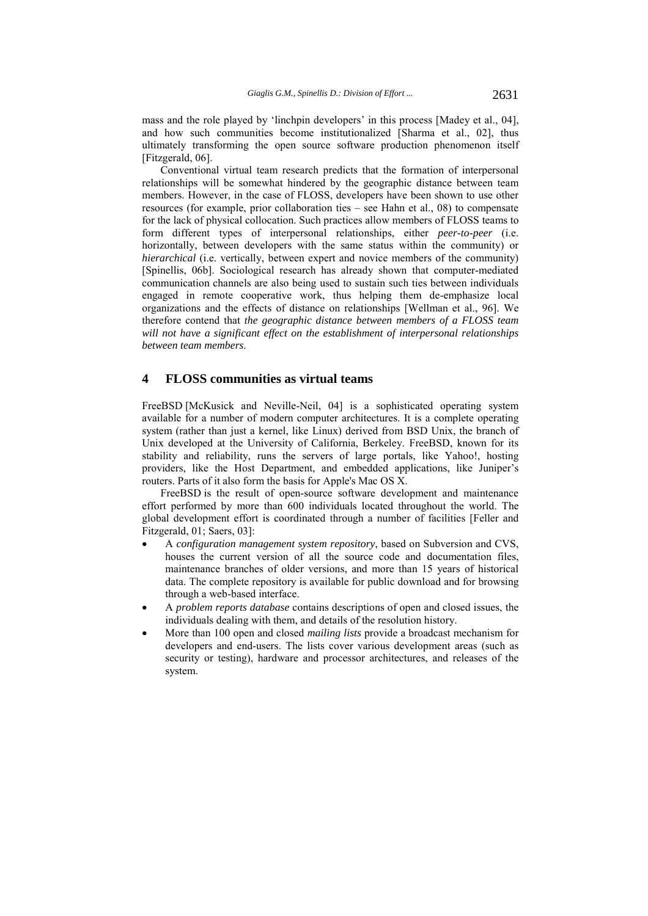mass and the role played by 'linchpin developers' in this process [Madey et al., 04], and how such communities become institutionalized [Sharma et al., 02], thus ultimately transforming the open source software production phenomenon itself [Fitzgerald, 06].

Conventional virtual team research predicts that the formation of interpersonal relationships will be somewhat hindered by the geographic distance between team members. However, in the case of FLOSS, developers have been shown to use other resources (for example, prior collaboration ties – see Hahn et al., 08) to compensate for the lack of physical collocation. Such practices allow members of FLOSS teams to form different types of interpersonal relationships, either *peer-to-peer* (i.e. horizontally, between developers with the same status within the community) or *hierarchical* (i.e. vertically, between expert and novice members of the community) [Spinellis, 06b]. Sociological research has already shown that computer-mediated communication channels are also being used to sustain such ties between individuals engaged in remote cooperative work, thus helping them de-emphasize local organizations and the effects of distance on relationships [Wellman et al., 96]. We therefore contend that *the geographic distance between members of a FLOSS team will not have a significant effect on the establishment of interpersonal relationships between team members*.

## 4 FLOSS communities as virtual teams

FreeBSD [McKusick and Neville-Neil, 04] is a sophisticated operating system available for a number of modern computer architectures. It is a complete operating system (rather than just a kernel, like Linux) derived from BSD Unix, the branch of Unix developed at the University of California, Berkeley. FreeBSD, known for its stability and reliability, runs the servers of large portals, like Yahoo!, hosting providers, like the Host Department, and embedded applications, like Juniper's routers. Parts of it also form the basis for Apple's Mac OS X.

FreeBSD is the result of open-source software development and maintenance effort performed by more than 600 individuals located throughout the world. The global development effort is coordinated through a number of facilities [Feller and Fitzgerald, 01; Saers, 03]:

- A *configuration management system repository*, based on Subversion and CVS, houses the current version of all the source code and documentation files, maintenance branches of older versions, and more than 15 years of historical data. The complete repository is available for public download and for browsing through a web-based interface.
- A *problem reports database* contains descriptions of open and closed issues, the individuals dealing with them, and details of the resolution history.
- More than 100 open and closed *mailing lists* provide a broadcast mechanism for developers and end-users. The lists cover various development areas (such as security or testing), hardware and processor architectures, and releases of the system.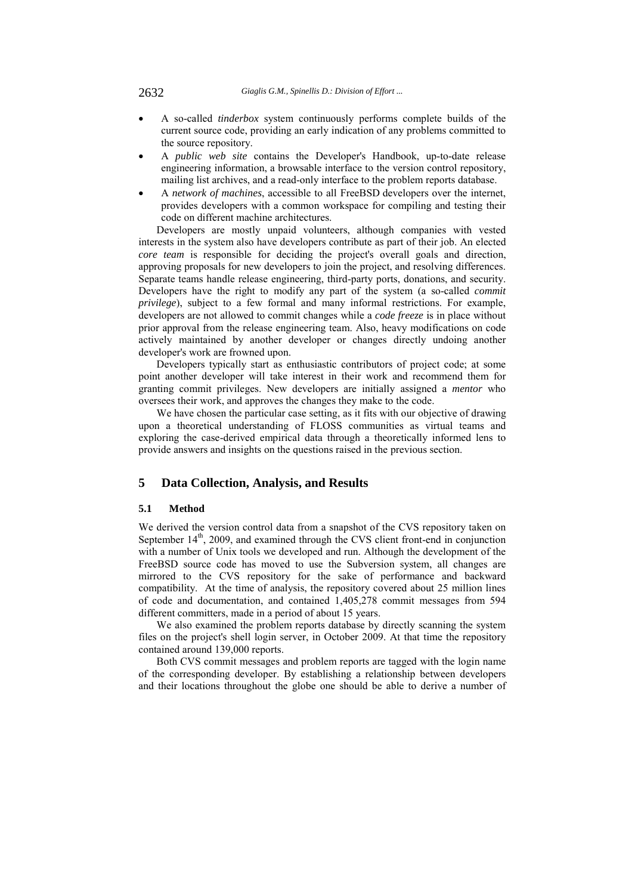- A so-called *tinderbox* system continuously performs complete builds of the current source code, providing an early indication of any problems committed to the source repository.
- A *public web site* contains the Developer's Handbook, up-to-date release engineering information, a browsable interface to the version control repository, mailing list archives, and a read-only interface to the problem reports database.
- A *network of machines*, accessible to all FreeBSD developers over the internet, provides developers with a common workspace for compiling and testing their code on different machine architectures.

Developers are mostly unpaid volunteers, although companies with vested interests in the system also have developers contribute as part of their job. An elected *core team* is responsible for deciding the project's overall goals and direction, approving proposals for new developers to join the project, and resolving differences. Separate teams handle release engineering, third-party ports, donations, and security. Developers have the right to modify any part of the system (a so-called *commit privilege*), subject to a few formal and many informal restrictions. For example, developers are not allowed to commit changes while a *code freeze* is in place without prior approval from the release engineering team. Also, heavy modifications on code actively maintained by another developer or changes directly undoing another developer's work are frowned upon.

Developers typically start as enthusiastic contributors of project code; at some point another developer will take interest in their work and recommend them for granting commit privileges. New developers are initially assigned a *mentor* who oversees their work, and approves the changes they make to the code.

We have chosen the particular case setting, as it fits with our objective of drawing upon a theoretical understanding of FLOSS communities as virtual teams and exploring the case-derived empirical data through a theoretically informed lens to provide answers and insights on the questions raised in the previous section.

## 5 Data Collection, Analysis, and Results

### 5.1 Method

We derived the version control data from a snapshot of the CVS repository taken on September 14th, 2009, and examined through the CVS client front-end in conjunction with a number of Unix tools we developed and run. Although the development of the FreeBSD source code has moved to use the Subversion system, all changes are mirrored to the CVS repository for the sake of performance and backward compatibility. At the time of analysis, the repository covered about 25 million lines of code and documentation, and contained 1,405,278 commit messages from 594 different committers, made in a period of about 15 years.

We also examined the problem reports database by directly scanning the system files on the project's shell login server, in October 2009. At that time the repository contained around 139,000 reports.

Both CVS commit messages and problem reports are tagged with the login name of the corresponding developer. By establishing a relationship between developers and their locations throughout the globe one should be able to derive a number of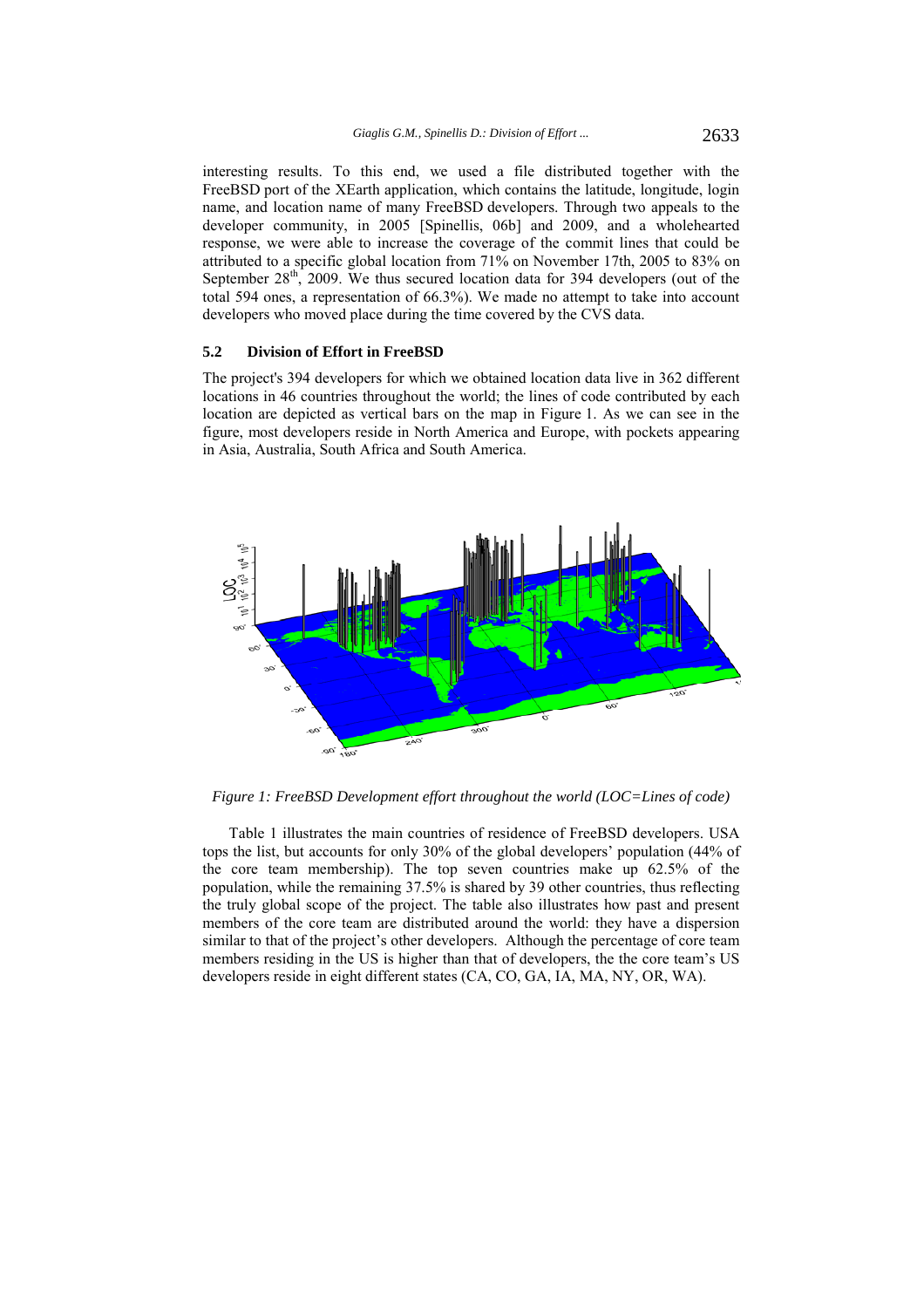interesting results. To this end, we used a file distributed together with the FreeBSD port of the XEarth application, which contains the latitude, longitude, login name, and location name of many FreeBSD developers. Through two appeals to the developer community, in 2005 [Spinellis, 06b] and 2009, and a wholehearted response, we were able to increase the coverage of the commit lines that could be attributed to a specific global location from 71% on November 17th, 2005 to 83% on September 28th, 2009. We thus secured location data for 394 developers (out of the total 594 ones, a representation of 66.3%). We made no attempt to take into account developers who moved place during the time covered by the CVS data.

### 5.2 Division of Effort in FreeBSD

The project's 394 developers for which we obtained location data live in 362 different locations in 46 countries throughout the world; the lines of code contributed by each location are depicted as vertical bars on the map in Figure 1. As we can see in the figure, most developers reside in North America and Europe, with pockets appearing in Asia, Australia, South Africa and South America.

*Figure 1: FreeBSD Development effort throughout the world (LOC=Lines of code)*

Table 1 illustrates the main countries of residence of FreeBSD developers. USA tops the list, but accounts for only 30% of the global developers' population (44% of the core team membership). The top seven countries make up 62.5% of the population, while the remaining 37.5% is shared by 39 other countries, thus reflecting the truly global scope of the project. The table also illustrates how past and present members of the core team are distributed around the world: they have a dispersion similar to that of the project's other developers. Although the percentage of core team members residing in the US is higher than that of developers, the the core team's US developers reside in eight different states (CA, CO, GA, IA, MA, NY, OR, WA).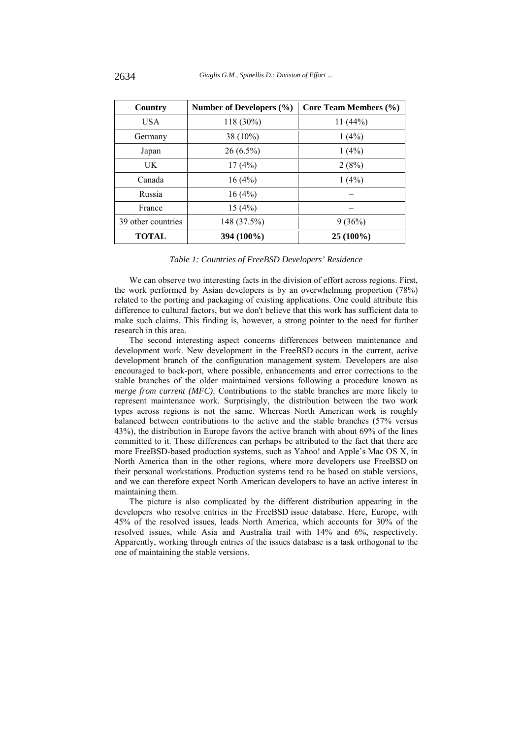| Country | Number of Developers (%) | Core Team Members (%) |
|---|---|---|
| USA | 118 (30%) | 11 (44%) |
| Germany | 38 (10%) | 1 (4%) |
| Japan | 26 (6.5%) | 1 (4%) |
| UK | 17 (4%) | 2 (8%) |
| Canada | 16 (4%) | 1 (4%) |
| Russia | 16 (4%) | – |
| France | 15 (4%) | – |
| 39 other countries | 148 (37.5%) | 9 (36%) |
| **TOTAL** | **394 (100%)** | **25 (100%)** |

*Table 1: Countries of FreeBSD Developers' Residence*

We can observe two interesting facts in the division of effort across regions. First, the work performed by Asian developers is by an overwhelming proportion (78%) related to the porting and packaging of existing applications. One could attribute this difference to cultural factors, but we don't believe that this work has sufficient data to make such claims. This finding is, however, a strong pointer to the need for further research in this area.

The second interesting aspect concerns differences between maintenance and development work. New development in the FreeBSD occurs in the current, active development branch of the configuration management system. Developers are also encouraged to back-port, where possible, enhancements and error corrections to the stable branches of the older maintained versions following a procedure known as *merge from current (MFC)*. Contributions to the stable branches are more likely to represent maintenance work. Surprisingly, the distribution between the two work types across regions is not the same. Whereas North American work is roughly balanced between contributions to the active and the stable branches (57% versus 43%), the distribution in Europe favors the active branch with about 69% of the lines committed to it. These differences can perhaps be attributed to the fact that there are more FreeBSD-based production systems, such as Yahoo! and Apple's Mac OS X, in North America than in the other regions, where more developers use FreeBSD on their personal workstations. Production systems tend to be based on stable versions, and we can therefore expect North American developers to have an active interest in maintaining them.

The picture is also complicated by the different distribution appearing in the developers who resolve entries in the FreeBSD issue database. Here, Europe, with 45% of the resolved issues, leads North America, which accounts for 30% of the resolved issues, while Asia and Australia trail with 14% and 6%, respectively. Apparently, working through entries of the issues database is a task orthogonal to the one of maintaining the stable versions.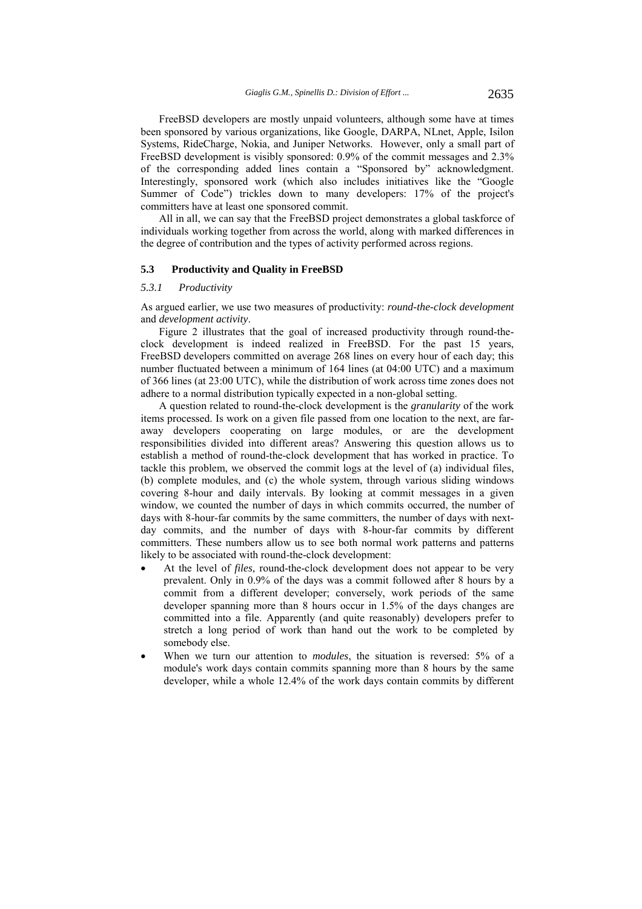FreeBSD developers are mostly unpaid volunteers, although some have at times been sponsored by various organizations, like Google, DARPA, NLnet, Apple, Isilon Systems, RideCharge, Nokia, and Juniper Networks. However, only a small part of FreeBSD development is visibly sponsored: 0.9% of the commit messages and 2.3% of the corresponding added lines contain a "Sponsored by" acknowledgment. Interestingly, sponsored work (which also includes initiatives like the "Google Summer of Code") trickles down to many developers: 17% of the project's committers have at least one sponsored commit.

All in all, we can say that the FreeBSD project demonstrates a global taskforce of individuals working together from across the world, along with marked differences in the degree of contribution and the types of activity performed across regions.

### 5.3 Productivity and Quality in FreeBSD

#### *5.3.1 Productivity*

As argued earlier, we use two measures of productivity: *round-the-clock development* and *development activity*.

Figure 2 illustrates that the goal of increased productivity through round-the-clock development is indeed realized in FreeBSD. For the past 15 years, FreeBSD developers committed on average 268 lines on every hour of each day; this number fluctuated between a minimum of 164 lines (at 04:00 UTC) and a maximum of 366 lines (at 23:00 UTC), while the distribution of work across time zones does not adhere to a normal distribution typically expected in a non-global setting.

A question related to round-the-clock development is the *granularity* of the work items processed. Is work on a given file passed from one location to the next, are far-away developers cooperating on large modules, or are the development responsibilities divided into different areas? Answering this question allows us to establish a method of round-the-clock development that has worked in practice. To tackle this problem, we observed the commit logs at the level of (a) individual files, (b) complete modules, and (c) the whole system, through various sliding windows covering 8-hour and daily intervals. By looking at commit messages in a given window, we counted the number of days in which commits occurred, the number of days with 8-hour-far commits by the same committers, the number of days with next-day commits, and the number of days with 8-hour-far commits by different committers. These numbers allow us to see both normal work patterns and patterns likely to be associated with round-the-clock development:

- At the level of *files*, round-the-clock development does not appear to be very prevalent. Only in 0.9% of the days was a commit followed after 8 hours by a commit from a different developer; conversely, work periods of the same developer spanning more than 8 hours occur in 1.5% of the days changes are committed into a file. Apparently (and quite reasonably) developers prefer to stretch a long period of work than hand out the work to be completed by somebody else.
- When we turn our attention to *modules*, the situation is reversed: 5% of a module's work days contain commits spanning more than 8 hours by the same developer, while a whole 12.4% of the work days contain commits by different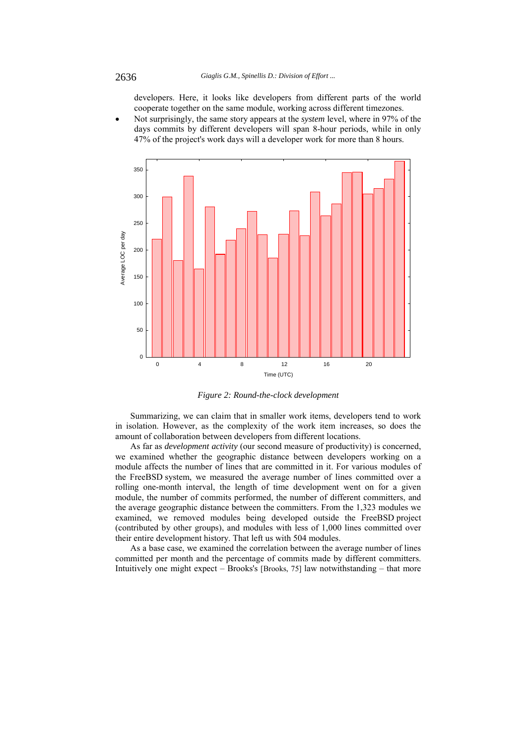developers. Here, it looks like developers from different parts of the world cooperate together on the same module, working across different timezones.

- Not surprisingly, the same story appears at the *system* level, where in 97% of the days commits by different developers will span 8-hour periods, while in only 47% of the project's work days will a developer work for more than 8 hours.

*Figure 2: Round-the-clock development*

Summarizing, we can claim that in smaller work items, developers tend to work in isolation. However, as the complexity of the work item increases, so does the amount of collaboration between developers from different locations.

As far as *development activity* (our second measure of productivity) is concerned, we examined whether the geographic distance between developers working on a module affects the number of lines that are committed in it. For various modules of the FreeBSD system, we measured the average number of lines committed over a rolling one-month interval, the length of time development went on for a given module, the number of commits performed, the number of different committers, and the average geographic distance between the committers. From the 1,323 modules we examined, we removed modules being developed outside the FreeBSD project (contributed by other groups), and modules with less of 1,000 lines committed over their entire development history. That left us with 504 modules.

As a base case, we examined the correlation between the average number of lines committed per month and the percentage of commits made by different committers. Intuitively one might expect – Brooks's [Brooks, 75] law notwithstanding – that more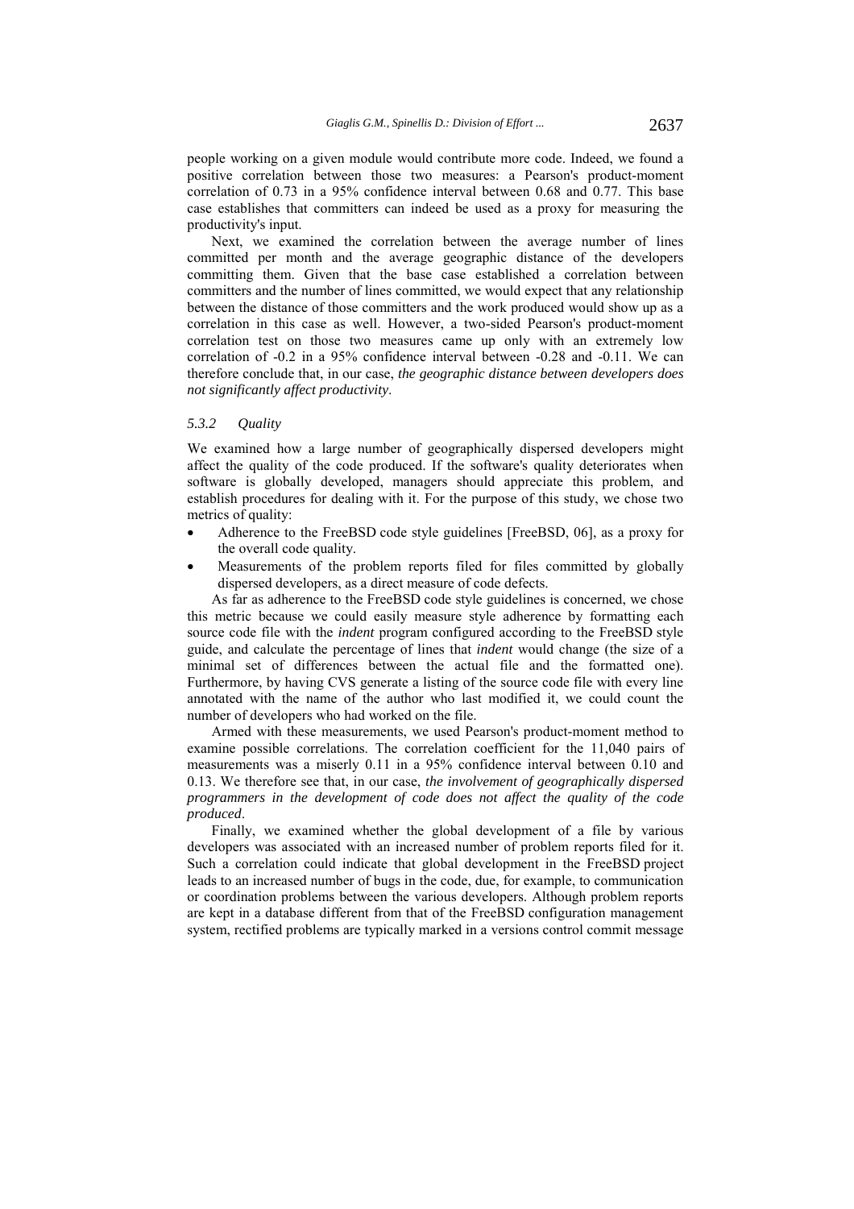people working on a given module would contribute more code. Indeed, we found a positive correlation between those two measures: a Pearson's product-moment correlation of 0.73 in a 95% confidence interval between 0.68 and 0.77. This base case establishes that committers can indeed be used as a proxy for measuring the productivity's input.

Next, we examined the correlation between the average number of lines committed per month and the average geographic distance of the developers committing them. Given that the base case established a correlation between committers and the number of lines committed, we would expect that any relationship between the distance of those committers and the work produced would show up as a correlation in this case as well. However, a two-sided Pearson's product-moment correlation test on those two measures came up only with an extremely low correlation of -0.2 in a 95% confidence interval between -0.28 and -0.11. We can therefore conclude that, in our case, *the geographic distance between developers does not significantly affect productivity*.

### 5.3.2 Quality

We examined how a large number of geographically dispersed developers might affect the quality of the code produced. If the software's quality deteriorates when software is globally developed, managers should appreciate this problem, and establish procedures for dealing with it. For the purpose of this study, we chose two metrics of quality:

- Adherence to the FreeBSD code style guidelines [FreeBSD, 06], as a proxy for the overall code quality.
- Measurements of the problem reports filed for files committed by globally dispersed developers, as a direct measure of code defects.

As far as adherence to the FreeBSD code style guidelines is concerned, we chose this metric because we could easily measure style adherence by formatting each source code file with the *indent* program configured according to the FreeBSD style guide, and calculate the percentage of lines that *indent* would change (the size of a minimal set of differences between the actual file and the formatted one). Furthermore, by having CVS generate a listing of the source code file with every line annotated with the name of the author who last modified it, we could count the number of developers who had worked on the file.

Armed with these measurements, we used Pearson's product-moment method to examine possible correlations. The correlation coefficient for the 11,040 pairs of measurements was a miserly 0.11 in a 95% confidence interval between 0.10 and 0.13. We therefore see that, in our case, *the involvement of geographically dispersed programmers in the development of code does not affect the quality of the code produced*.

Finally, we examined whether the global development of a file by various developers was associated with an increased number of problem reports filed for it. Such a correlation could indicate that global development in the FreeBSD project leads to an increased number of bugs in the code, due, for example, to communication or coordination problems between the various developers. Although problem reports are kept in a database different from that of the FreeBSD configuration management system, rectified problems are typically marked in a versions control commit message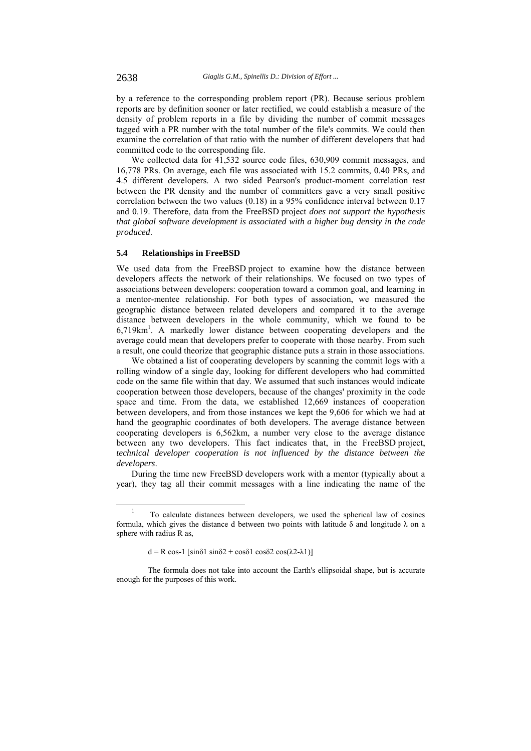by a reference to the corresponding problem report (PR). Because serious problem reports are by definition sooner or later rectified, we could establish a measure of the density of problem reports in a file by dividing the number of commit messages tagged with a PR number with the total number of the file's commits. We could then examine the correlation of that ratio with the number of different developers that had committed code to the corresponding file.

We collected data for 41,532 source code files, 630,909 commit messages, and 16,778 PRs. On average, each file was associated with 15.2 commits, 0.40 PRs, and 4.5 different developers. A two sided Pearson's product-moment correlation test between the PR density and the number of committers gave a very small positive correlation between the two values (0.18) in a 95% confidence interval between 0.17 and 0.19. Therefore, data from the FreeBSD project *does not support the hypothesis that global software development is associated with a higher bug density in the code produced*.

### 5.4 Relationships in FreeBSD

We used data from the FreeBSD project to examine how the distance between developers affects the network of their relationships. We focused on two types of associations between developers: cooperation toward a common goal, and learning in a mentor-mentee relationship. For both types of association, we measured the geographic distance between related developers and compared it to the average distance between developers in the whole community, which we found to be 6,719km[1]. A markedly lower distance between cooperating developers and the average could mean that developers prefer to cooperate with those nearby. From such a result, one could theorize that geographic distance puts a strain in those associations.

We obtained a list of cooperating developers by scanning the commit logs with a rolling window of a single day, looking for different developers who had committed code on the same file within that day. We assumed that such instances would indicate cooperation between those developers, because of the changes' proximity in the code space and time. From the data, we established 12,669 instances of cooperation between developers, and from those instances we kept the 9,606 for which we had at hand the geographic coordinates of both developers. The average distance between cooperating developers is 6,562km, a number very close to the average distance between any two developers. This fact indicates that, in the FreeBSD project, *technical developer cooperation is not influenced by the distance between the developers*.

During the time new FreeBSD developers work with a mentor (typically about a year), they tag all their commit messages with a line indicating the name of the

---

[1] To calculate distances between developers, we used the spherical law of cosines formula, which gives the distance d between two points with latitude $\delta$ and longitude $\lambda$ on a sphere with radius R as,

$$d = R \cos^{-1} [\sin\delta_1 \sin\delta_2 + \cos\delta_1 \cos\delta_2 \cos(\lambda_2-\lambda_1)]$$

The formula does not take into account the Earth's ellipsoidal shape, but is accurate enough for the purposes of this work.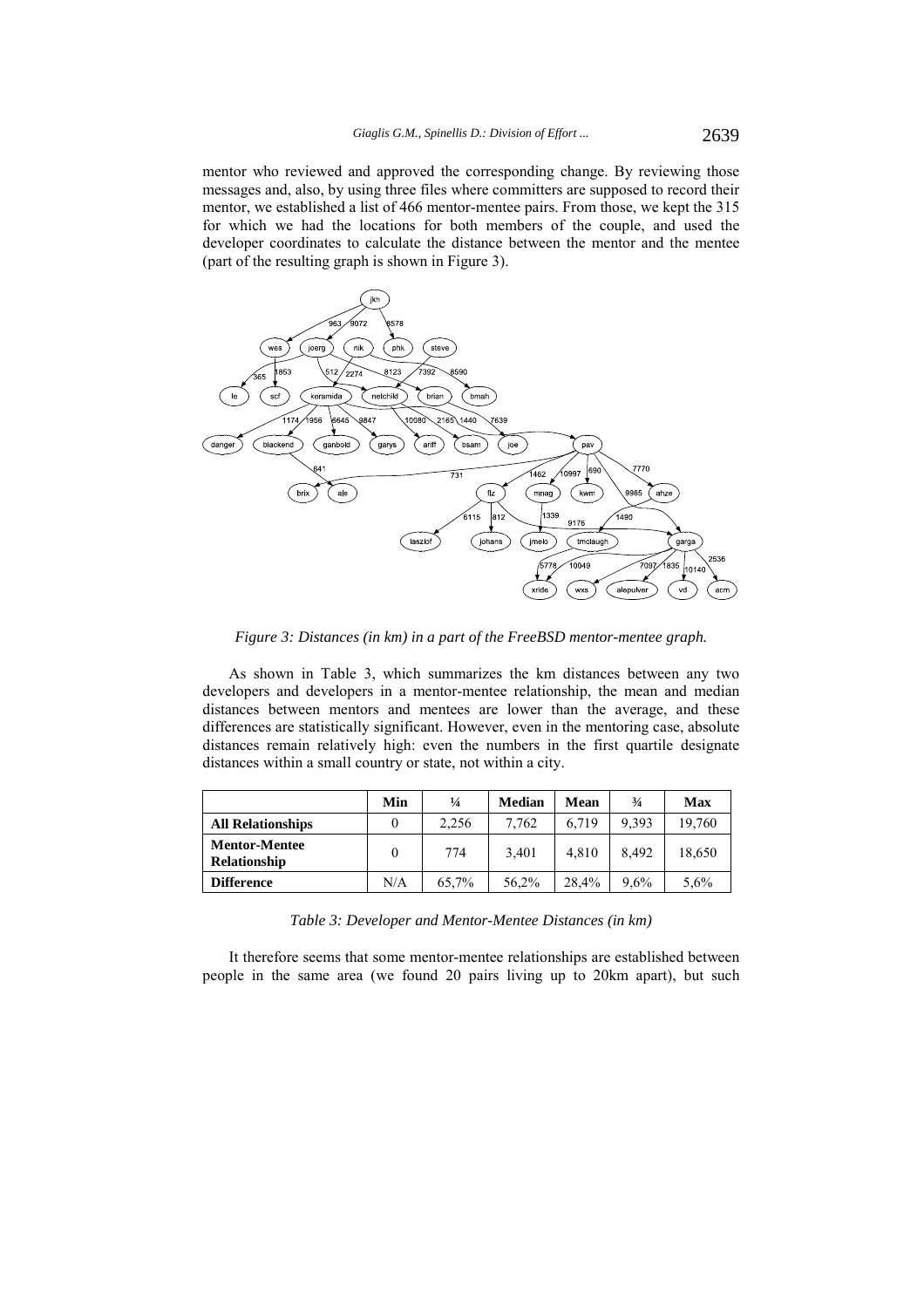mentor who reviewed and approved the corresponding change. By reviewing those messages and, also, by using three files where committers are supposed to record their mentor, we established a list of 466 mentor-mentee pairs. From those, we kept the 315 for which we had the locations for both members of the couple, and used the developer coordinates to calculate the distance between the mentor and the mentee (part of the resulting graph is shown in Figure 3).

*Figure 3: Distances (in km) in a part of the FreeBSD mentor-mentee graph.*

As shown in Table 3, which summarizes the km distances between any two developers and developers in a mentor-mentee relationship, the mean and median distances between mentors and mentees are lower than the average, and these differences are statistically significant. However, even in the mentoring case, absolute distances remain relatively high: even the numbers in the first quartile designate distances within a small country or state, not within a city.

| | Min | ¼ | Median | Mean | ¾ | Max |
|---|---|---|---|---|---|---|
| **All Relationships** | 0 | 2,256 | 7,762 | 6,719 | 9,393 | 19,760 |
| **Mentor-Mentee Relationship** | 0 | 774 | 3,401 | 4,810 | 8,492 | 18,650 |
| **Difference** | N/A | 65,7% | 56,2% | 28,4% | 9,6% | 5,6% |

*Table 3: Developer and Mentor-Mentee Distances (in km)*

It therefore seems that some mentor-mentee relationships are established between people in the same area (we found 20 pairs living up to 20km apart), but such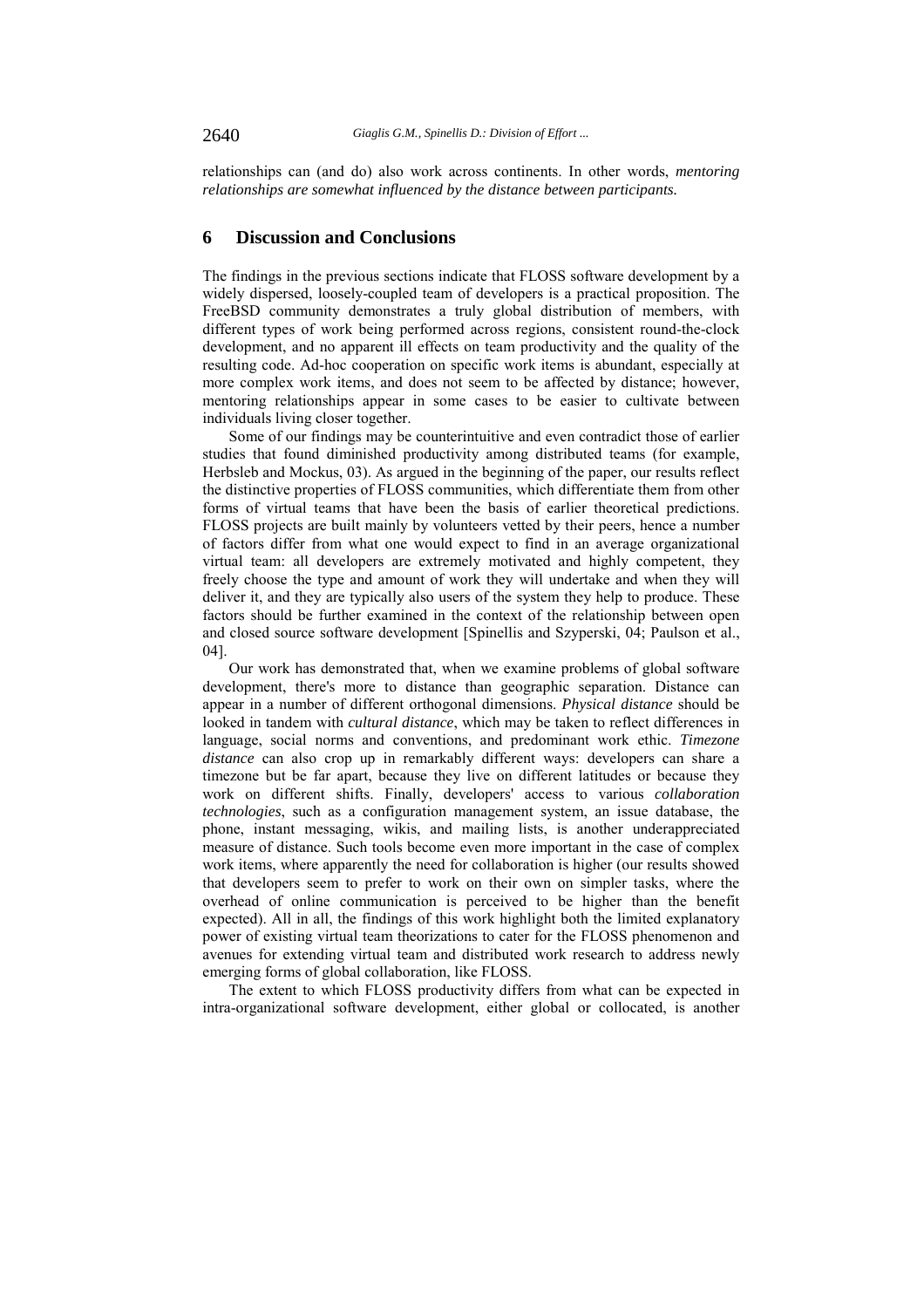relationships can (and do) also work across continents. In other words, *mentoring relationships are somewhat influenced by the distance between participants.*

## 6 Discussion and Conclusions

The findings in the previous sections indicate that FLOSS software development by a widely dispersed, loosely-coupled team of developers is a practical proposition. The FreeBSD community demonstrates a truly global distribution of members, with different types of work being performed across regions, consistent round-the-clock development, and no apparent ill effects on team productivity and the quality of the resulting code. Ad-hoc cooperation on specific work items is abundant, especially at more complex work items, and does not seem to be affected by distance; however, mentoring relationships appear in some cases to be easier to cultivate between individuals living closer together.

Some of our findings may be counterintuitive and even contradict those of earlier studies that found diminished productivity among distributed teams (for example, Herbsleb and Mockus, 03). As argued in the beginning of the paper, our results reflect the distinctive properties of FLOSS communities, which differentiate them from other forms of virtual teams that have been the basis of earlier theoretical predictions. FLOSS projects are built mainly by volunteers vetted by their peers, hence a number of factors differ from what one would expect to find in an average organizational virtual team: all developers are extremely motivated and highly competent, they freely choose the type and amount of work they will undertake and when they will deliver it, and they are typically also users of the system they help to produce. These factors should be further examined in the context of the relationship between open and closed source software development [Spinellis and Szyperski, 04; Paulson et al., 04].

Our work has demonstrated that, when we examine problems of global software development, there's more to distance than geographic separation. Distance can appear in a number of different orthogonal dimensions. *Physical distance* should be looked in tandem with *cultural distance*, which may be taken to reflect differences in language, social norms and conventions, and predominant work ethic. *Timezone distance* can also crop up in remarkably different ways: developers can share a timezone but be far apart, because they live on different latitudes or because they work on different shifts. Finally, developers' access to various *collaboration technologies*, such as a configuration management system, an issue database, the phone, instant messaging, wikis, and mailing lists, is another underappreciated measure of distance. Such tools become even more important in the case of complex work items, where apparently the need for collaboration is higher (our results showed that developers seem to prefer to work on their own on simpler tasks, where the overhead of online communication is perceived to be higher than the benefit expected). All in all, the findings of this work highlight both the limited explanatory power of existing virtual team theorizations to cater for the FLOSS phenomenon and avenues for extending virtual team and distributed work research to address newly emerging forms of global collaboration, like FLOSS.

The extent to which FLOSS productivity differs from what can be expected in intra-organizational software development, either global or collocated, is another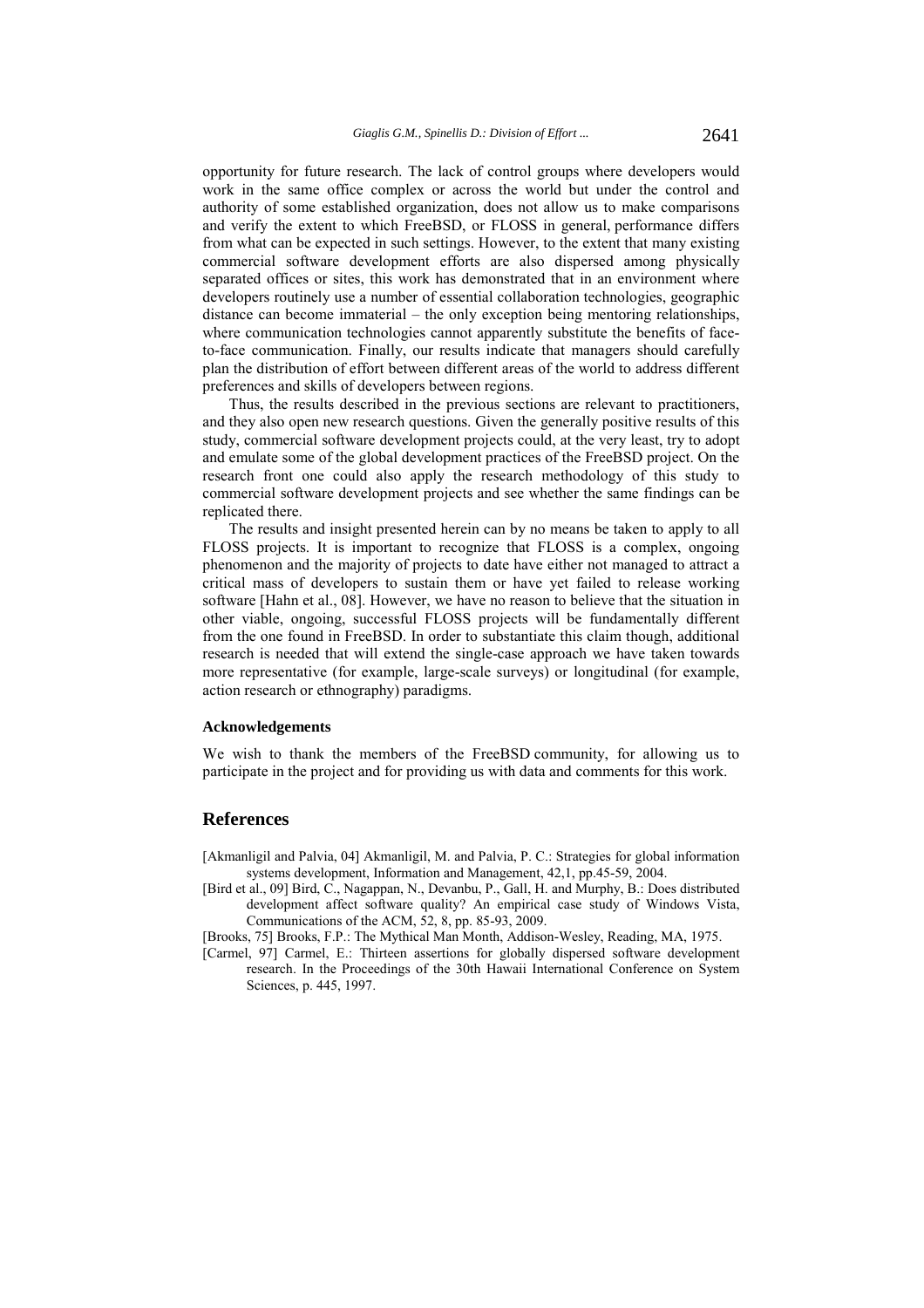opportunity for future research. The lack of control groups where developers would work in the same office complex or across the world but under the control and authority of some established organization, does not allow us to make comparisons and verify the extent to which FreeBSD, or FLOSS in general, performance differs from what can be expected in such settings. However, to the extent that many existing commercial software development efforts are also dispersed among physically separated offices or sites, this work has demonstrated that in an environment where developers routinely use a number of essential collaboration technologies, geographic distance can become immaterial – the only exception being mentoring relationships, where communication technologies cannot apparently substitute the benefits of face-to-face communication. Finally, our results indicate that managers should carefully plan the distribution of effort between different areas of the world to address different preferences and skills of developers between regions.

Thus, the results described in the previous sections are relevant to practitioners, and they also open new research questions. Given the generally positive results of this study, commercial software development projects could, at the very least, try to adopt and emulate some of the global development practices of the FreeBSD project. On the research front one could also apply the research methodology of this study to commercial software development projects and see whether the same findings can be replicated there.

The results and insight presented herein can by no means be taken to apply to all FLOSS projects. It is important to recognize that FLOSS is a complex, ongoing phenomenon and the majority of projects to date have either not managed to attract a critical mass of developers to sustain them or have yet failed to release working software [Hahn et al., 08]. However, we have no reason to believe that the situation in other viable, ongoing, successful FLOSS projects will be fundamentally different from the one found in FreeBSD. In order to substantiate this claim though, additional research is needed that will extend the single-case approach we have taken towards more representative (for example, large-scale surveys) or longitudinal (for example, action research or ethnography) paradigms.

### Acknowledgements

We wish to thank the members of the FreeBSD community, for allowing us to participate in the project and for providing us with data and comments for this work.

## References

[Akmanligil and Palvia, 04] Akmanligil, M. and Palvia, P. C.: Strategies for global information systems development, Information and Management, 42,1, pp.45-59, 2004.

[Bird et al., 09] Bird, C., Nagappan, N., Devanbu, P., Gall, H. and Murphy, B.: Does distributed development affect software quality? An empirical case study of Windows Vista, Communications of the ACM, 52, 8, pp. 85-93, 2009.

[Brooks, 75] Brooks, F.P.: The Mythical Man Month, Addison-Wesley, Reading, MA, 1975.

[Carmel, 97] Carmel, E.: Thirteen assertions for globally dispersed software development research. In the Proceedings of the 30th Hawaii International Conference on System Sciences, p. 445, 1997.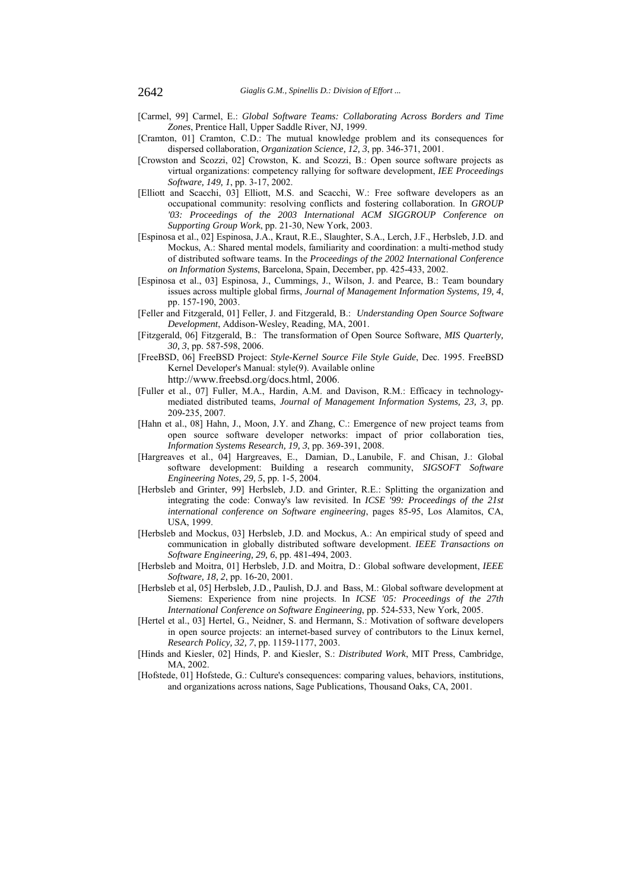[Carmel, 99] Carmel, E.: *Global Software Teams: Collaborating Across Borders and Time Zones*, Prentice Hall, Upper Saddle River, NJ, 1999.

[Cramton, 01] Cramton, C.D.: The mutual knowledge problem and its consequences for dispersed collaboration, *Organization Science, 12, 3*, pp. 346-371, 2001.

[Crowston and Scozzi, 02] Crowston, K. and Scozzi, B.: Open source software projects as virtual organizations: competency rallying for software development, *IEE Proceedings Software, 149, 1*, pp. 3-17, 2002.

[Elliott and Scacchi, 03] Elliott, M.S. and Scacchi, W.: Free software developers as an occupational community: resolving conflicts and fostering collaboration. In *GROUP '03: Proceedings of the 2003 International ACM SIGGROUP Conference on Supporting Group Work*, pp. 21-30, New York, 2003.

[Espinosa et al., 02] Espinosa, J.A., Kraut, R.E., Slaughter, S.A., Lerch, J.F., Herbsleb, J.D. and Mockus, A.: Shared mental models, familiarity and coordination: a multi-method study of distributed software teams. In the *Proceedings of the 2002 International Conference on Information Systems*, Barcelona, Spain, December, pp. 425-433, 2002.

[Espinosa et al., 03] Espinosa, J., Cummings, J., Wilson, J. and Pearce, B.: Team boundary issues across multiple global firms, *Journal of Management Information Systems, 19, 4*, pp. 157-190, 2003.

[Feller and Fitzgerald, 01] Feller, J. and Fitzgerald, B.: *Understanding Open Source Software Development*, Addison-Wesley, Reading, MA, 2001.

[Fitzgerald, 06] Fitzgerald, B.: The transformation of Open Source Software, *MIS Quarterly, 30, 3*, pp. 587-598, 2006.

[FreeBSD, 06] FreeBSD Project: *Style-Kernel Source File Style Guide*, Dec. 1995. FreeBSD Kernel Developer's Manual: style(9). Available online http://www.freebsd.org/docs.html, 2006.

[Fuller et al., 07] Fuller, M.A., Hardin, A.M. and Davison, R.M.: Efficacy in technology-mediated distributed teams, *Journal of Management Information Systems, 23, 3*, pp. 209-235, 2007.

[Hahn et al., 08] Hahn, J., Moon, J.Y. and Zhang, C.: Emergence of new project teams from open source software developer networks: impact of prior collaboration ties, *Information Systems Research, 19, 3*, pp. 369-391, 2008.

[Hargreaves et al., 04] Hargreaves, E., Damian, D., Lanubile, F. and Chisan, J.: Global software development: Building a research community, *SIGSOFT Software Engineering Notes, 29, 5*, pp. 1-5, 2004.

[Herbsleb and Grinter, 99] Herbsleb, J.D. and Grinter, R.E.: Splitting the organization and integrating the code: Conway's law revisited. In *ICSE '99: Proceedings of the 21st international conference on Software engineering*, pages 85-95, Los Alamitos, CA, USA, 1999.

[Herbsleb and Mockus, 03] Herbsleb, J.D. and Mockus, A.: An empirical study of speed and communication in globally distributed software development. *IEEE Transactions on Software Engineering, 29, 6*, pp. 481-494, 2003.

[Herbsleb and Moitra, 01] Herbsleb, J.D. and Moitra, D.: Global software development, *IEEE Software, 18, 2*, pp. 16-20, 2001.

[Herbsleb et al, 05] Herbsleb, J.D., Paulish, D.J. and Bass, M.: Global software development at Siemens: Experience from nine projects. In *ICSE '05: Proceedings of the 27th International Conference on Software Engineering*, pp. 524-533, New York, 2005.

[Hertel et al., 03] Hertel, G., Neidner, S. and Hermann, S.: Motivation of software developers in open source projects: an internet-based survey of contributors to the Linux kernel, *Research Policy, 32, 7*, pp. 1159-1177, 2003.

[Hinds and Kiesler, 02] Hinds, P. and Kiesler, S.: *Distributed Work*, MIT Press, Cambridge, MA, 2002.

[Hofstede, 01] Hofstede, G.: Culture's consequences: comparing values, behaviors, institutions, and organizations across nations, Sage Publications, Thousand Oaks, CA, 2001.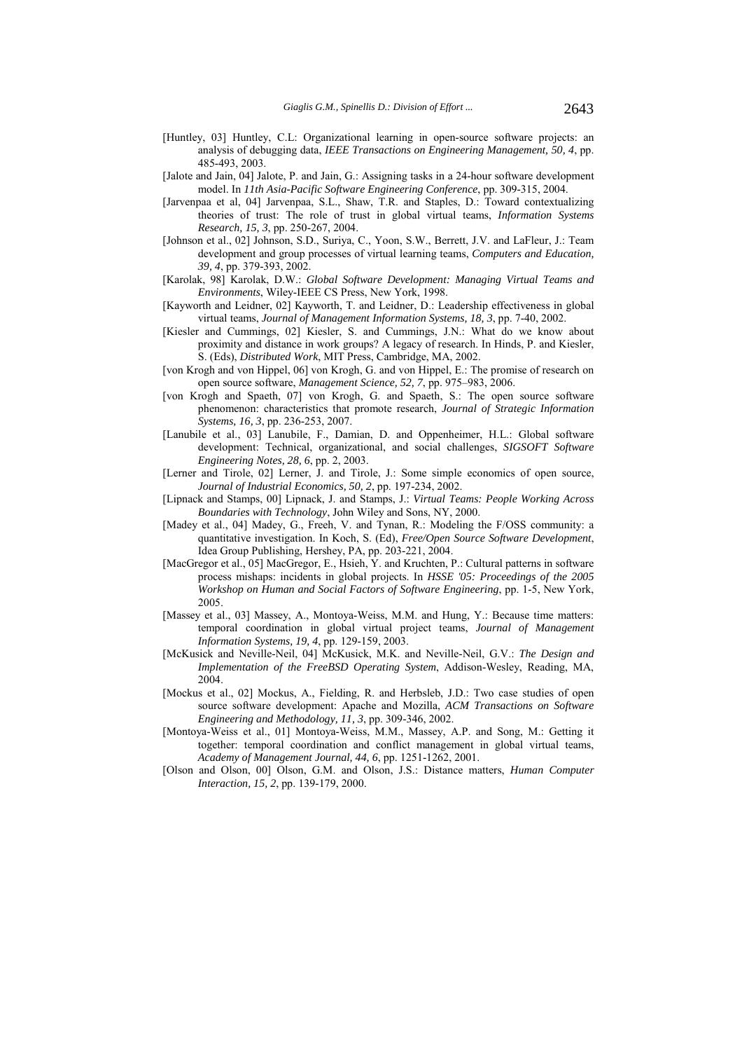[Huntley, 03] Huntley, C.L: Organizational learning in open-source software projects: an analysis of debugging data, *IEEE Transactions on Engineering Management, 50, 4*, pp. 485-493, 2003.

[Jalote and Jain, 04] Jalote, P. and Jain, G.: Assigning tasks in a 24-hour software development model. In *11th Asia-Pacific Software Engineering Conference*, pp. 309-315, 2004.

[Jarvenpaa et al, 04] Jarvenpaa, S.L., Shaw, T.R. and Staples, D.: Toward contextualizing theories of trust: The role of trust in global virtual teams, *Information Systems Research, 15, 3*, pp. 250-267, 2004.

[Johnson et al., 02] Johnson, S.D., Suriya, C., Yoon, S.W., Berrett, J.V. and LaFleur, J.: Team development and group processes of virtual learning teams, *Computers and Education, 39, 4*, pp. 379-393, 2002.

[Karolak, 98] Karolak, D.W.: *Global Software Development: Managing Virtual Teams and Environments*, Wiley-IEEE CS Press, New York, 1998.

[Kayworth and Leidner, 02] Kayworth, T. and Leidner, D.: Leadership effectiveness in global virtual teams, *Journal of Management Information Systems, 18, 3*, pp. 7-40, 2002.

[Kiesler and Cummings, 02] Kiesler, S. and Cummings, J.N.: What do we know about proximity and distance in work groups? A legacy of research. In Hinds, P. and Kiesler, S. (Eds), *Distributed Work*, MIT Press, Cambridge, MA, 2002.

[von Krogh and von Hippel, 06] von Krogh, G. and von Hippel, E.: The promise of research on open source software, *Management Science, 52, 7*, pp. 975–983, 2006.

[von Krogh and Spaeth, 07] von Krogh, G. and Spaeth, S.: The open source software phenomenon: characteristics that promote research, *Journal of Strategic Information Systems, 16, 3*, pp. 236-253, 2007.

[Lanubile et al., 03] Lanubile, F., Damian, D. and Oppenheimer, H.L.: Global software development: Technical, organizational, and social challenges, *SIGSOFT Software Engineering Notes, 28, 6*, pp. 2, 2003.

[Lerner and Tirole, 02] Lerner, J. and Tirole, J.: Some simple economics of open source, *Journal of Industrial Economics, 50, 2*, pp. 197-234, 2002.

[Lipnack and Stamps, 00] Lipnack, J. and Stamps, J.: *Virtual Teams: People Working Across Boundaries with Technology*, John Wiley and Sons, NY, 2000.

[Madey et al., 04] Madey, G., Freeh, V. and Tynan, R.: Modeling the F/OSS community: a quantitative investigation. In Koch, S. (Ed), *Free/Open Source Software Development*, Idea Group Publishing, Hershey, PA, pp. 203-221, 2004.

[MacGregor et al., 05] MacGregor, E., Hsieh, Y. and Kruchten, P.: Cultural patterns in software process mishaps: incidents in global projects. In *HSSE '05: Proceedings of the 2005 Workshop on Human and Social Factors of Software Engineering*, pp. 1-5, New York, 2005.

[Massey et al., 03] Massey, A., Montoya-Weiss, M.M. and Hung, Y.: Because time matters: temporal coordination in global virtual project teams, *Journal of Management Information Systems, 19, 4*, pp. 129-159, 2003.

[McKusick and Neville-Neil, 04] McKusick, M.K. and Neville-Neil, G.V.: *The Design and Implementation of the FreeBSD Operating System*, Addison-Wesley, Reading, MA, 2004.

[Mockus et al., 02] Mockus, A., Fielding, R. and Herbsleb, J.D.: Two case studies of open source software development: Apache and Mozilla, *ACM Transactions on Software Engineering and Methodology, 11, 3*, pp. 309-346, 2002.

[Montoya-Weiss et al., 01] Montoya-Weiss, M.M., Massey, A.P. and Song, M.: Getting it together: temporal coordination and conflict management in global virtual teams, *Academy of Management Journal, 44, 6*, pp. 1251-1262, 2001.

[Olson and Olson, 00] Olson, G.M. and Olson, J.S.: Distance matters, *Human Computer Interaction, 15, 2*, pp. 139-179, 2000.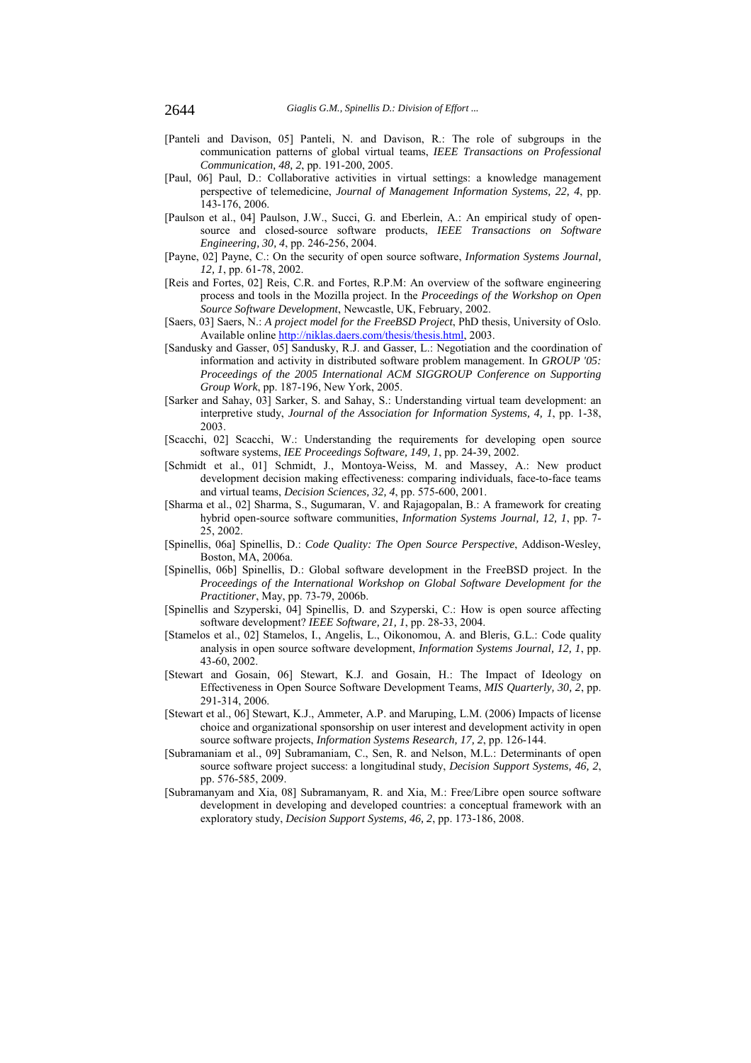[Panteli and Davison, 05] Panteli, N. and Davison, R.: The role of subgroups in the communication patterns of global virtual teams, *IEEE Transactions on Professional Communication, 48, 2*, pp. 191-200, 2005.

[Paul, 06] Paul, D.: Collaborative activities in virtual settings: a knowledge management perspective of telemedicine, *Journal of Management Information Systems, 22, 4*, pp. 143-176, 2006.

[Paulson et al., 04] Paulson, J.W., Succi, G. and Eberlein, A.: An empirical study of open-source and closed-source software products, *IEEE Transactions on Software Engineering, 30, 4*, pp. 246-256, 2004.

[Payne, 02] Payne, C.: On the security of open source software, *Information Systems Journal, 12, 1*, pp. 61-78, 2002.

[Reis and Fortes, 02] Reis, C.R. and Fortes, R.P.M: An overview of the software engineering process and tools in the Mozilla project. In the *Proceedings of the Workshop on Open Source Software Development*, Newcastle, UK, February, 2002.

[Saers, 03] Saers, N.: *A project model for the FreeBSD Project*, PhD thesis, University of Oslo. Available online http://niklas.daers.com/thesis/thesis.html, 2003.

[Sandusky and Gasser, 05] Sandusky, R.J. and Gasser, L.: Negotiation and the coordination of information and activity in distributed software problem management. In *GROUP '05: Proceedings of the 2005 International ACM SIGGROUP Conference on Supporting Group Work*, pp. 187-196, New York, 2005.

[Sarker and Sahay, 03] Sarker, S. and Sahay, S.: Understanding virtual team development: an interpretive study, *Journal of the Association for Information Systems, 4, 1*, pp. 1-38, 2003.

[Scacchi, 02] Scacchi, W.: Understanding the requirements for developing open source software systems, *IEE Proceedings Software, 149, 1*, pp. 24-39, 2002.

[Schmidt et al., 01] Schmidt, J., Montoya-Weiss, M. and Massey, A.: New product development decision making effectiveness: comparing individuals, face-to-face teams and virtual teams, *Decision Sciences, 32, 4*, pp. 575-600, 2001.

[Sharma et al., 02] Sharma, S., Sugumaran, V. and Rajagopalan, B.: A framework for creating hybrid open-source software communities, *Information Systems Journal, 12, 1*, pp. 7-25, 2002.

[Spinellis, 06a] Spinellis, D.: *Code Quality: The Open Source Perspective*, Addison-Wesley, Boston, MA, 2006a.

[Spinellis, 06b] Spinellis, D.: Global software development in the FreeBSD project. In the *Proceedings of the International Workshop on Global Software Development for the Practitioner*, May, pp. 73-79, 2006b.

[Spinellis and Szyperski, 04] Spinellis, D. and Szyperski, C.: How is open source affecting software development? *IEEE Software, 21, 1*, pp. 28-33, 2004.

[Stamelos et al., 02] Stamelos, I., Angelis, L., Oikonomou, A. and Bleris, G.L.: Code quality analysis in open source software development, *Information Systems Journal, 12, 1*, pp. 43-60, 2002.

[Stewart and Gosain, 06] Stewart, K.J. and Gosain, H.: The Impact of Ideology on Effectiveness in Open Source Software Development Teams, *MIS Quarterly, 30, 2*, pp. 291-314, 2006.

[Stewart et al., 06] Stewart, K.J., Ammeter, A.P. and Maruping, L.M. (2006) Impacts of license choice and organizational sponsorship on user interest and development activity in open source software projects, *Information Systems Research, 17, 2*, pp. 126-144.

[Subramaniam et al., 09] Subramaniam, C., Sen, R. and Nelson, M.L.: Determinants of open source software project success: a longitudinal study, *Decision Support Systems, 46, 2*, pp. 576-585, 2009.

[Subramanyam and Xia, 08] Subramanyam, R. and Xia, M.: Free/Libre open source software development in developing and developed countries: a conceptual framework with an exploratory study, *Decision Support Systems, 46, 2*, pp. 173-186, 2008.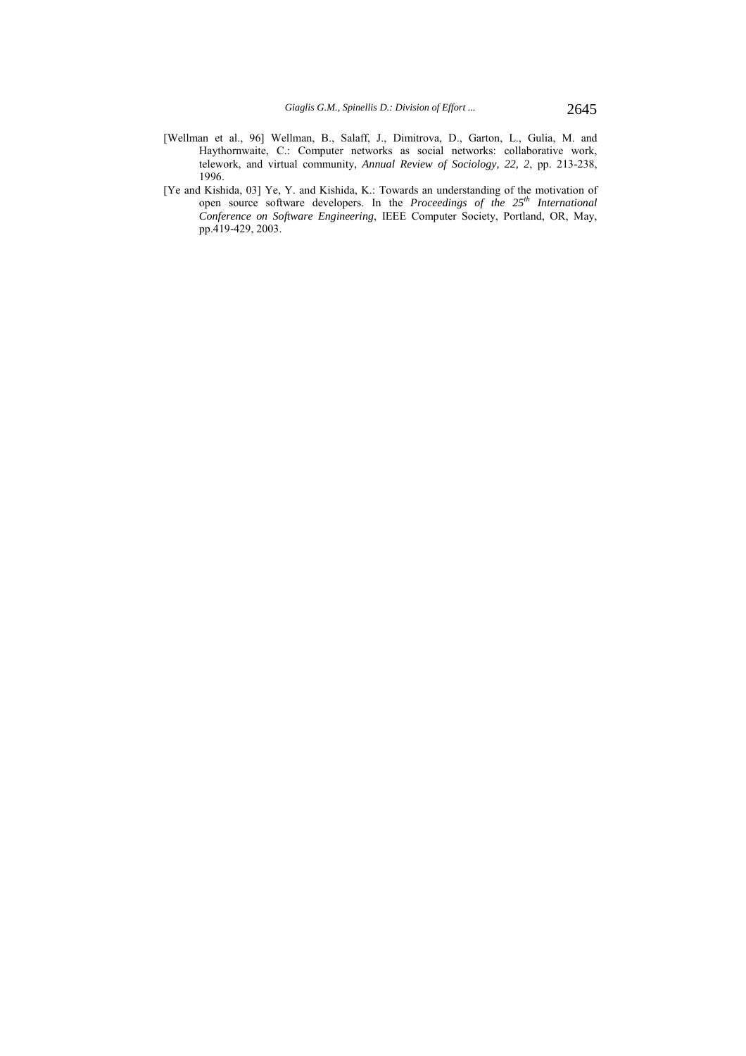[Wellman et al., 96] Wellman, B., Salaff, J., Dimitrova, D., Garton, L., Gulia, M. and Haythornwaite, C.: Computer networks as social networks: collaborative work, telework, and virtual community, *Annual Review of Sociology, 22, 2*, pp. 213-238, 1996.

[Ye and Kishida, 03] Ye, Y. and Kishida, K.: Towards an understanding of the motivation of open source software developers. In the *Proceedings of the 25th International Conference on Software Engineering*, IEEE Computer Society, Portland, OR, May, pp.419-429, 2003.